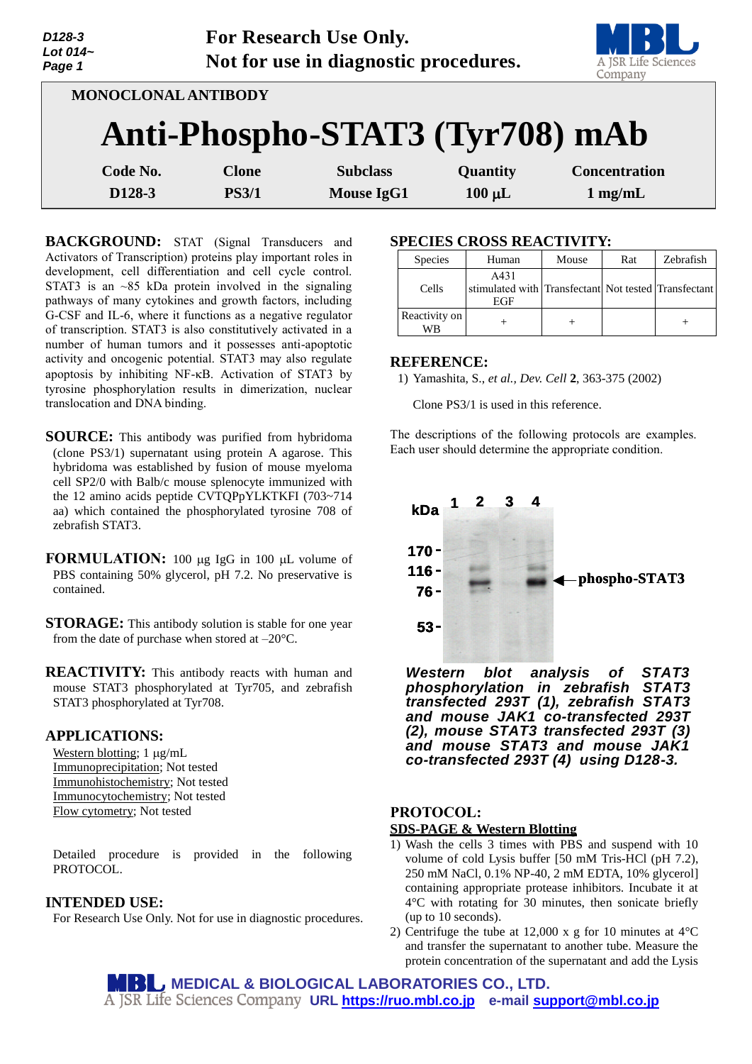# MONOCLONAL ANTIBODY

# Anti-Phospho-STAT3 (Tyr708) mAb

| Code No. | Clone | Subclass | Quantity | Concentration |
|---|---|---|---|---|
| D128-3 | PS3/1 | Mouse IgG1 | 100 μL | 1 mg/mL |

**BACKGROUND:** STAT (Signal Transducers and Activators of Transcription) proteins play important roles in development, cell differentiation and cell cycle control. STAT3 is an ~85 kDa protein involved in the signaling pathways of many cytokines and growth factors, including G-CSF and IL-6, where it functions as a negative regulator of transcription. STAT3 is also constitutively activated in a number of human tumors and it possesses anti-apoptotic activity and oncogenic potential. STAT3 may also regulate apoptosis by inhibiting NF-κB. Activation of STAT3 by tyrosine phosphorylation results in dimerization, nuclear translocation and DNA binding.

**SOURCE:** This antibody was purified from hybridoma (clone PS3/1) supernatant using protein A agarose. This hybridoma was established by fusion of mouse myeloma cell SP2/0 with Balb/c mouse splenocyte immunized with the 12 amino acids peptide CVTQPpYLKTKFI (703~714 aa) which contained the phosphorylated tyrosine 708 of zebrafish STAT3.

**FORMULATION:** 100 µg IgG in 100 µL volume of PBS containing 50% glycerol, pH 7.2. No preservative is contained.

**STORAGE:** This antibody solution is stable for one year from the date of purchase when stored at –20°C.

**REACTIVITY:** This antibody reacts with human and mouse STAT3 phosphorylated at Tyr705, and zebrafish STAT3 phosphorylated at Tyr708.

## APPLICATIONS:

Western blotting; 1 µg/mL
Immunoprecipitation; Not tested
Immunohistochemistry; Not tested
Immunocytochemistry; Not tested
Flow cytometry; Not tested

Detailed procedure is provided in the following PROTOCOL.

## INTENDED USE:

For Research Use Only. Not for use in diagnostic procedures.

## SPECIES CROSS REACTIVITY:

| Species | Human | Mouse | Rat | Zebrafish |
|---|---|---|---|---|
| Cells | A431 stimulated with EGF | Transfectant | Not tested | Transfectant |
| Reactivity on WB | + | + | | + |

## REFERENCE:

1) Yamashita, S., *et al., Dev. Cell* **2**, 363-375 (2002)

Clone PS3/1 is used in this reference.

The descriptions of the following protocols are examples. Each user should determine the appropriate condition.

***Western blot analysis of STAT3 phosphorylation in zebrafish STAT3 transfected 293T (1), zebrafish STAT3 and mouse JAK1 co-transfected 293T (2), mouse STAT3 transfected 293T (3) and mouse STAT3 and mouse JAK1 co-transfected 293T (4) using D128-3.***

## PROTOCOL:

### SDS-PAGE & Western Blotting

1) Wash the cells 3 times with PBS and suspend with 10 volume of cold Lysis buffer [50 mM Tris-HCl (pH 7.2), 250 mM NaCl, 0.1% NP-40, 2 mM EDTA, 10% glycerol] containing appropriate protease inhibitors. Incubate it at 4°C with rotating for 30 minutes, then sonicate briefly (up to 10 seconds).
2) Centrifuge the tube at 12,000 x g for 10 minutes at 4°C and transfer the supernatant to another tube. Measure the protein concentration of the supernatant and add the Lysis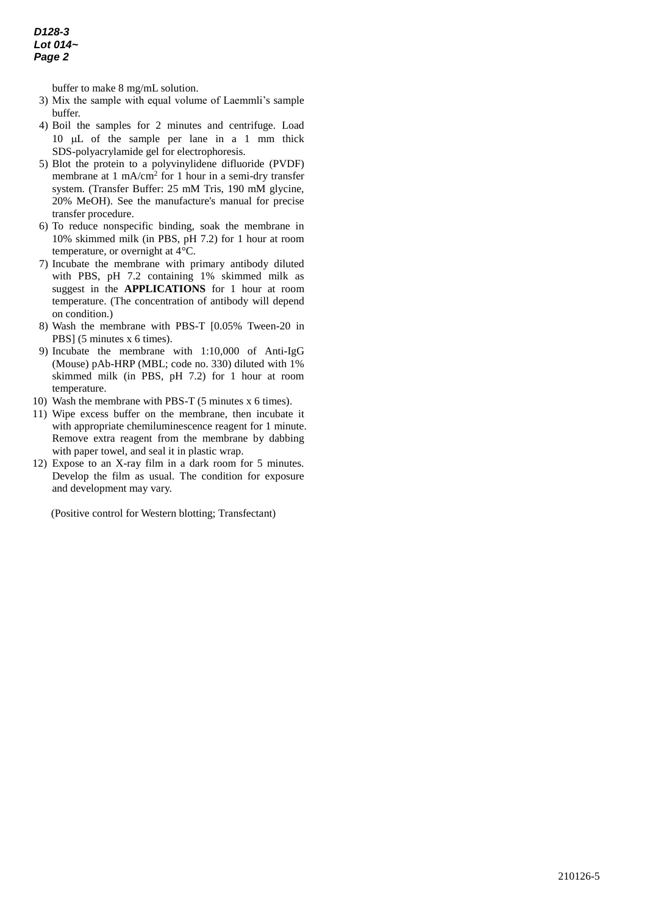buffer to make 8 mg/mL solution.

3) Mix the sample with equal volume of Laemmli's sample buffer.
4) Boil the samples for 2 minutes and centrifuge. Load 10 μL of the sample per lane in a 1 mm thick SDS-polyacrylamide gel for electrophoresis.
5) Blot the protein to a polyvinylidene difluoride (PVDF) membrane at 1 mA/cm$^2$ for 1 hour in a semi-dry transfer system. (Transfer Buffer: 25 mM Tris, 190 mM glycine, 20% MeOH). See the manufacture's manual for precise transfer procedure.
6) To reduce nonspecific binding, soak the membrane in 10% skimmed milk (in PBS, pH 7.2) for 1 hour at room temperature, or overnight at 4°C.
7) Incubate the membrane with primary antibody diluted with PBS, pH 7.2 containing 1% skimmed milk as suggest in the **APPLICATIONS** for 1 hour at room temperature. (The concentration of antibody will depend on condition.)
8) Wash the membrane with PBS-T [0.05% Tween-20 in PBS] (5 minutes x 6 times).
9) Incubate the membrane with 1:10,000 of Anti-IgG (Mouse) pAb-HRP (MBL; code no. 330) diluted with 1% skimmed milk (in PBS, pH 7.2) for 1 hour at room temperature.
10) Wash the membrane with PBS-T (5 minutes x 6 times).
11) Wipe excess buffer on the membrane, then incubate it with appropriate chemiluminescence reagent for 1 minute. Remove extra reagent from the membrane by dabbing with paper towel, and seal it in plastic wrap.
12) Expose to an X-ray film in a dark room for 5 minutes. Develop the film as usual. The condition for exposure and development may vary.

(Positive control for Western blotting; Transfectant)